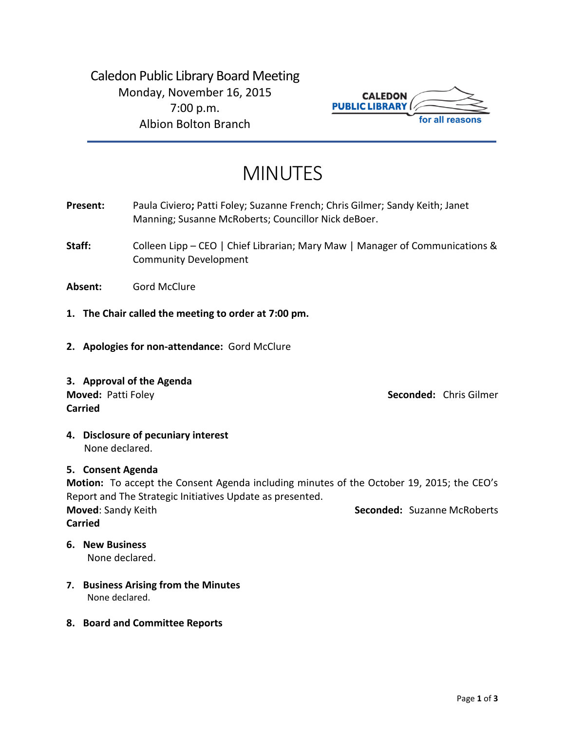Caledon Public Library Board Meeting
Monday, November 16, 2015
7:00 p.m.
Albion Bolton Branch

CALEDON PUBLIC LIBRARY for all reasons

# MINUTES

**Present:** Paula Civiero**;** Patti Foley; Suzanne French; Chris Gilmer; Sandy Keith; Janet Manning; Susanne McRoberts; Councillor Nick deBoer.

**Staff:** Colleen Lipp – CEO | Chief Librarian; Mary Maw | Manager of Communications & Community Development

**Absent:** Gord McClure

1. **The Chair called the meeting to order at 7:00 pm.**

2. **Apologies for non-attendance:** Gord McClure

3. **Approval of the Agenda**

**Moved:** Patti Foley **Seconded:** Chris Gilmer
**Carried**

4. **Disclosure of pecuniary interest**
   None declared.

5. **Consent Agenda**

**Motion:** To accept the Consent Agenda including minutes of the October 19, 2015; the CEO's Report and The Strategic Initiatives Update as presented.
**Moved**: Sandy Keith **Seconded:** Suzanne McRoberts
**Carried**

6. **New Business**
   None declared.

7. **Business Arising from the Minutes**
   None declared.

8. **Board and Committee Reports**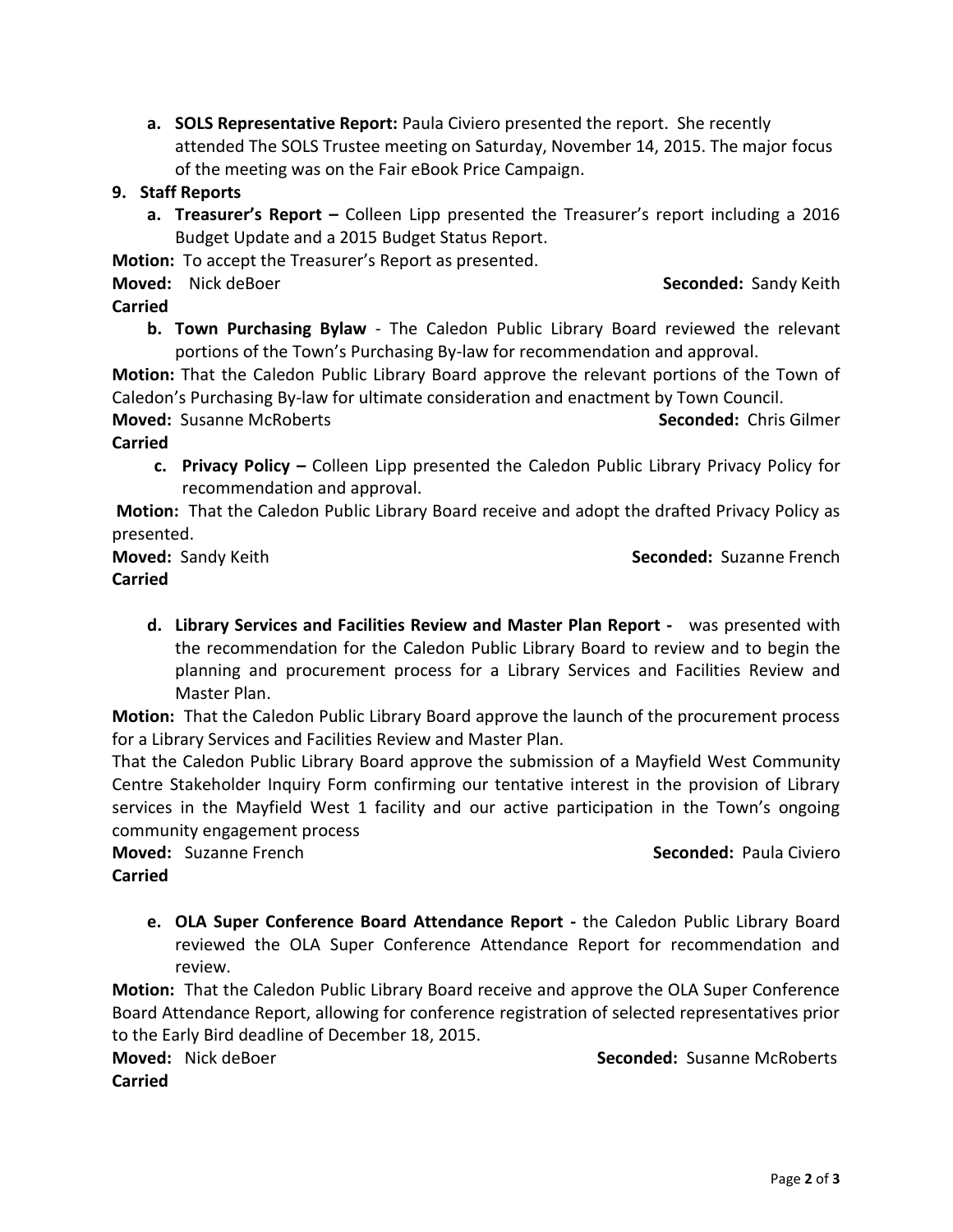a. **SOLS Representative Report:** Paula Civiero presented the report. She recently attended The SOLS Trustee meeting on Saturday, November 14, 2015. The major focus of the meeting was on the Fair eBook Price Campaign.

**9. Staff Reports**

a. **Treasurer's Report –** Colleen Lipp presented the Treasurer's report including a 2016 Budget Update and a 2015 Budget Status Report.

**Motion:** To accept the Treasurer's Report as presented.

**Moved:** Nick deBoer **Seconded:** Sandy Keith

**Carried**

b. **Town Purchasing Bylaw** - The Caledon Public Library Board reviewed the relevant portions of the Town's Purchasing By-law for recommendation and approval.

**Motion:** That the Caledon Public Library Board approve the relevant portions of the Town of Caledon's Purchasing By-law for ultimate consideration and enactment by Town Council.

**Moved:** Susanne McRoberts **Seconded:** Chris Gilmer

**Carried**

c. **Privacy Policy –** Colleen Lipp presented the Caledon Public Library Privacy Policy for recommendation and approval.

**Motion:** That the Caledon Public Library Board receive and adopt the drafted Privacy Policy as presented.

**Moved:** Sandy Keith **Seconded:** Suzanne French

**Carried**

d. **Library Services and Facilities Review and Master Plan Report -** was presented with the recommendation for the Caledon Public Library Board to review and to begin the planning and procurement process for a Library Services and Facilities Review and Master Plan.

**Motion:** That the Caledon Public Library Board approve the launch of the procurement process for a Library Services and Facilities Review and Master Plan.

That the Caledon Public Library Board approve the submission of a Mayfield West Community Centre Stakeholder Inquiry Form confirming our tentative interest in the provision of Library services in the Mayfield West 1 facility and our active participation in the Town's ongoing community engagement process

**Moved:** Suzanne French **Seconded:** Paula Civiero

**Carried**

e. **OLA Super Conference Board Attendance Report -** the Caledon Public Library Board reviewed the OLA Super Conference Attendance Report for recommendation and review.

**Motion:** That the Caledon Public Library Board receive and approve the OLA Super Conference Board Attendance Report, allowing for conference registration of selected representatives prior to the Early Bird deadline of December 18, 2015.

**Moved:** Nick deBoer **Seconded:** Susanne McRoberts

**Carried**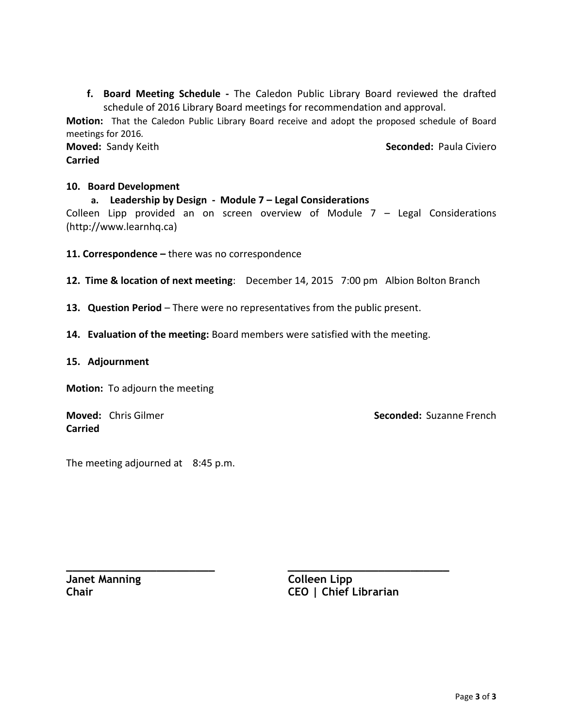f. **Board Meeting Schedule -** The Caledon Public Library Board reviewed the drafted schedule of 2016 Library Board meetings for recommendation and approval.

**Motion:** That the Caledon Public Library Board receive and adopt the proposed schedule of Board meetings for 2016.

**Moved:** Sandy Keith **Seconded:** Paula Civiero

**Carried**

**10. Board Development**

a. **Leadership by Design - Module 7 – Legal Considerations**

Colleen Lipp provided an on screen overview of Module 7 – Legal Considerations (http://www.learnhq.ca)

**11. Correspondence –** there was no correspondence

**12. Time & location of next meeting**: December 14, 2015 7:00 pm Albion Bolton Branch

**13. Question Period** – There were no representatives from the public present.

**14. Evaluation of the meeting:** Board members were satisfied with the meeting.

**15. Adjournment**

**Motion:** To adjourn the meeting

**Moved:** Chris Gilmer **Seconded:** Suzanne French

**Carried**

The meeting adjourned at 8:45 p.m.

\_\_\_\_\_\_\_\_\_\_\_\_\_\_\_\_\_\_\_\_\_\_\_\_\_\_
**Janet Manning**
**Chair**

\_\_\_\_\_\_\_\_\_\_\_\_\_\_\_\_\_\_\_\_\_\_\_\_\_\_
**Colleen Lipp**
**CEO | Chief Librarian**